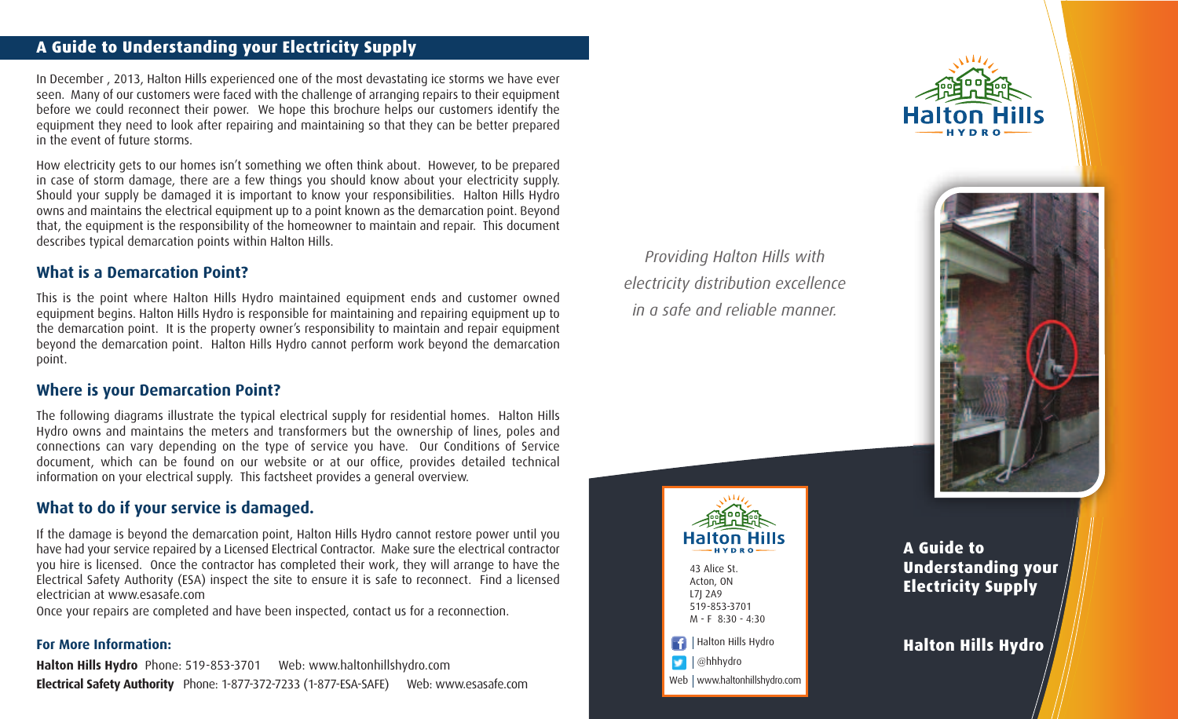## A Guide to Understanding your Electricity Supply

In December , 2013, Halton Hills experienced one of the most devastating ice storms we have ever seen. Many of our customers were faced with the challenge of arranging repairs to their equipment before we could reconnect their power. We hope this brochure helps our customers identify the equipment they need to look after repairing and maintaining so that they can be better prepared in the event of future storms.

How electricity gets to our homes isn't something we often think about. However, to be prepared in case of storm damage, there are a few things you should know about your electricity supply. Should your supply be damaged it is important to know your responsibilities. Halton Hills Hydro owns and maintains the electrical equipment up to a point known as the demarcation point. Beyond that, the equipment is the responsibility of the homeowner to maintain and repair. This document describes typical demarcation points within Halton Hills.

### What is a Demarcation Point?

This is the point where Halton Hills Hydro maintained equipment ends and customer owned equipment begins. Halton Hills Hydro is responsible for maintaining and repairing equipment up to the demarcation point. It is the property owner's responsibility to maintain and repair equipment beyond the demarcation point. Halton Hills Hydro cannot perform work beyond the demarcation point.

### Where is your Demarcation Point?

The following diagrams illustrate the typical electrical supply for residential homes. Halton Hills Hydro owns and maintains the meters and transformers but the ownership of lines, poles and connections can vary depending on the type of service you have. Our Conditions of Service document, which can be found on our website or at our office, provides detailed technical information on your electrical supply. This factsheet provides a general overview.

### What to do if your service is damaged.

If the damage is beyond the demarcation point, Halton Hills Hydro cannot restore power until you have had your service repaired by a Licensed Electrical Contractor. Make sure the electrical contractor you hire is licensed. Once the contractor has completed their work, they will arrange to have the Electrical Safety Authority (ESA) inspect the site to ensure it is safe to reconnect. Find a licensed electrician at www.esasafe.com

Once your repairs are completed and have been inspected, contact us for a reconnection.

#### For More Information:

**Halton Hills Hydro** Phone: 519-853-3701 Web: www.haltonhillshydro.com
**Electrical Safety Authority** Phone: 1-877-372-7233 (1-877-ESA-SAFE) Web: www.esasafe.com

*Providing Halton Hills with electricity distribution excellence in a safe and reliable manner.*

Halton Hills Hydro

43 Alice St.
Acton, ON
L7J 2A9
519-853-3701
M - F 8:30 - 4:30

| Halton Hills Hydro
| @hhhydro
Web | www.haltonhillshydro.com

Halton Hills Hydro

**A Guide to Understanding your Electricity Supply**

**Halton Hills Hydro**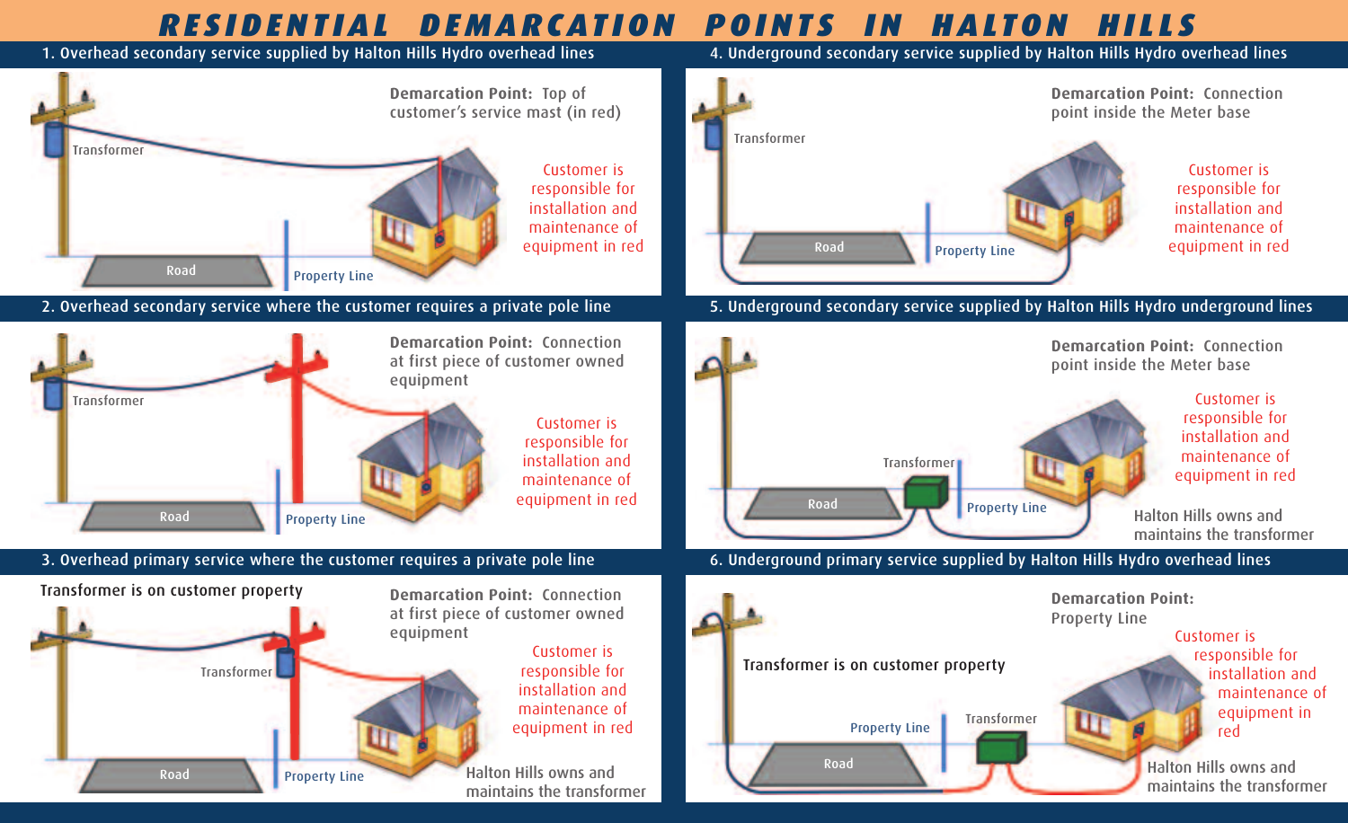# RESIDENTIAL DEMARCATION POINTS IN HALTON HILLS

## 1. Overhead secondary service supplied by Halton Hills Hydro overhead lines

Transformer

Road

Property Line

**Demarcation Point:** Top of customer's service mast (in red)

Customer is responsible for installation and maintenance of equipment in red

## 2. Overhead secondary service where the customer requires a private pole line

Transformer

Road

Property Line

**Demarcation Point:** Connection at first piece of customer owned equipment

Customer is responsible for installation and maintenance of equipment in red

## 3. Overhead primary service where the customer requires a private pole line

Transformer is on customer property

Transformer

Road

Property Line

**Demarcation Point:** Connection at first piece of customer owned equipment

Customer is responsible for installation and maintenance of equipment in red

Halton Hills owns and maintains the transformer

## 4. Underground secondary service supplied by Halton Hills Hydro overhead lines

Transformer

Road

Property Line

**Demarcation Point:** Connection point inside the Meter base

Customer is responsible for installation and maintenance of equipment in red

## 5. Underground secondary service supplied by Halton Hills Hydro underground lines

Transformer

Road

Property Line

**Demarcation Point:** Connection point inside the Meter base

Customer is responsible for installation and maintenance of equipment in red

Halton Hills owns and maintains the transformer

## 6. Underground primary service supplied by Halton Hills Hydro overhead lines

Transformer is on customer property

Property Line

Transformer

Road

**Demarcation Point:** Property Line

Customer is responsible for installation and maintenance of equipment in red

Halton Hills owns and maintains the transformer